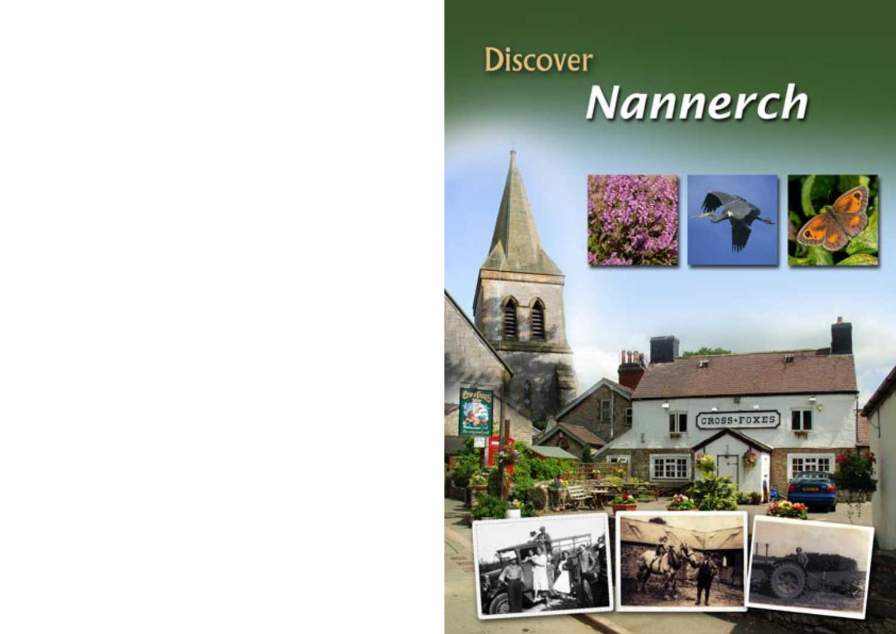# Discover Nannerch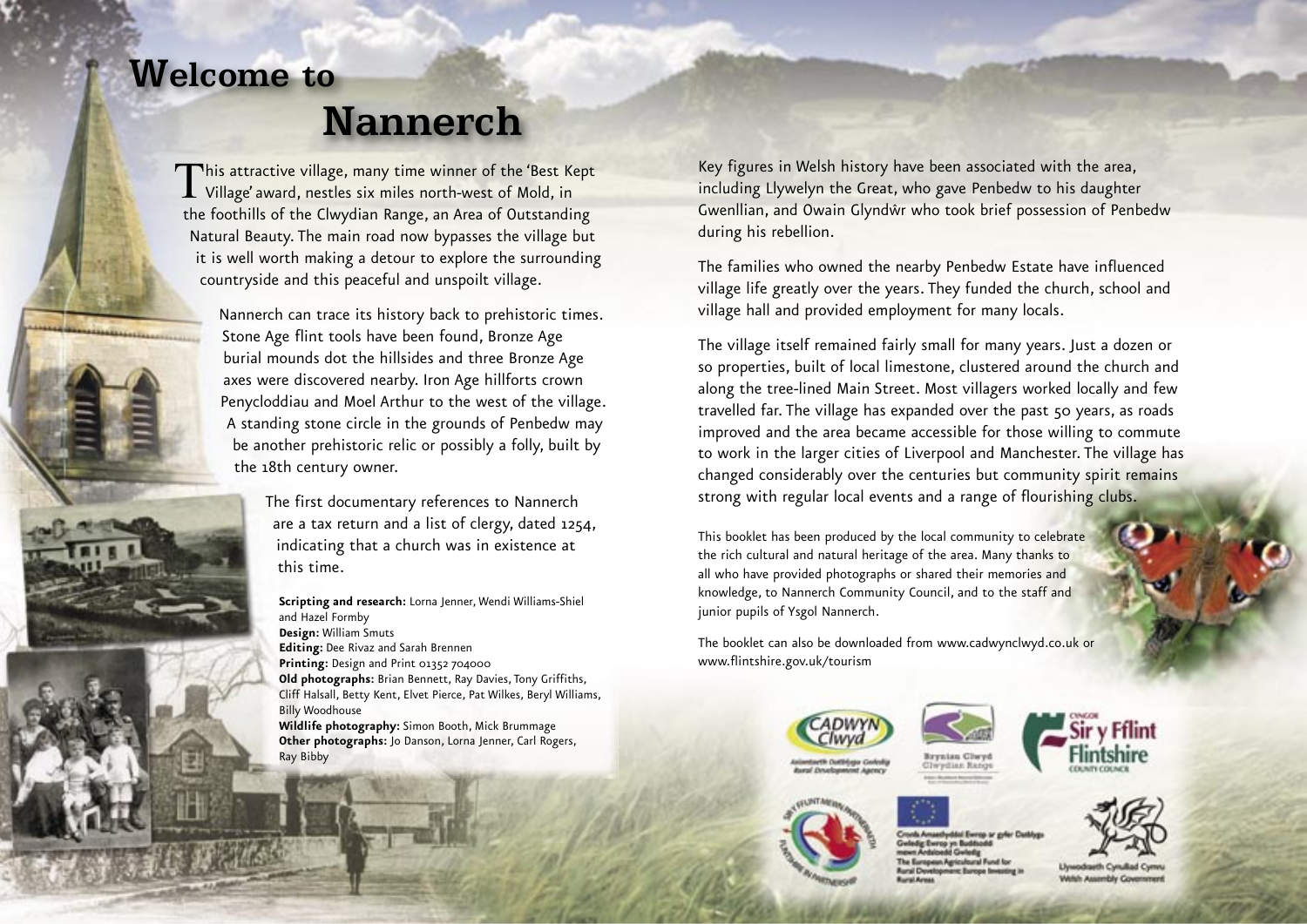# Welcome to Nannerch

This attractive village, many time winner of the 'Best Kept Village' award, nestles six miles north-west of Mold, in the foothills of the Clwydian Range, an Area of Outstanding Natural Beauty. The main road now bypasses the village but it is well worth making a detour to explore the surrounding countryside and this peaceful and unspoilt village.

Nannerch can trace its history back to prehistoric times. Stone Age flint tools have been found, Bronze Age burial mounds dot the hillsides and three Bronze Age axes were discovered nearby. Iron Age hillforts crown Penycloddiau and Moel Arthur to the west of the village. A standing stone circle in the grounds of Penbedw may be another prehistoric relic or possibly a folly, built by the 18th century owner.

The first documentary references to Nannerch are a tax return and a list of clergy, dated 1254, indicating that a church was in existence at this time.

**Scripting and research:** Lorna Jenner, Wendi Williams-Shiel and Hazel Formby
**Design:** William Smuts
**Editing:** Dee Rivaz and Sarah Brennen
**Printing:** Design and Print 01352 704000
**Old photographs:** Brian Bennett, Ray Davies, Tony Griffiths, Cliff Halsall, Betty Kent, Elvet Pierce, Pat Wilkes, Beryl Williams, Billy Woodhouse
**Wildlife photography:** Simon Booth, Mick Brummage
**Other photographs:** Jo Danson, Lorna Jenner, Carl Rogers, Ray Bibby

Key figures in Welsh history have been associated with the area, including Llywelyn the Great, who gave Penbedw to his daughter Gwenllian, and Owain Glyndŵr who took brief possession of Penbedw during his rebellion.

The families who owned the nearby Penbedw Estate have influenced village life greatly over the years. They funded the church, school and village hall and provided employment for many locals.

The village itself remained fairly small for many years. Just a dozen or so properties, built of local limestone, clustered around the church and along the tree-lined Main Street. Most villagers worked locally and few travelled far. The village has expanded over the past 50 years, as roads improved and the area became accessible for those willing to commute to work in the larger cities of Liverpool and Manchester. The village has changed considerably over the centuries but community spirit remains strong with regular local events and a range of flourishing clubs.

This booklet has been produced by the local community to celebrate the rich cultural and natural heritage of the area. Many thanks to all who have provided photographs or shared their memories and knowledge, to Nannerch Community Council, and to the staff and junior pupils of Ysgol Nannerch.

The booklet can also be downloaded from www.cadwynclwyd.co.uk or www.flintshire.gov.uk/tourism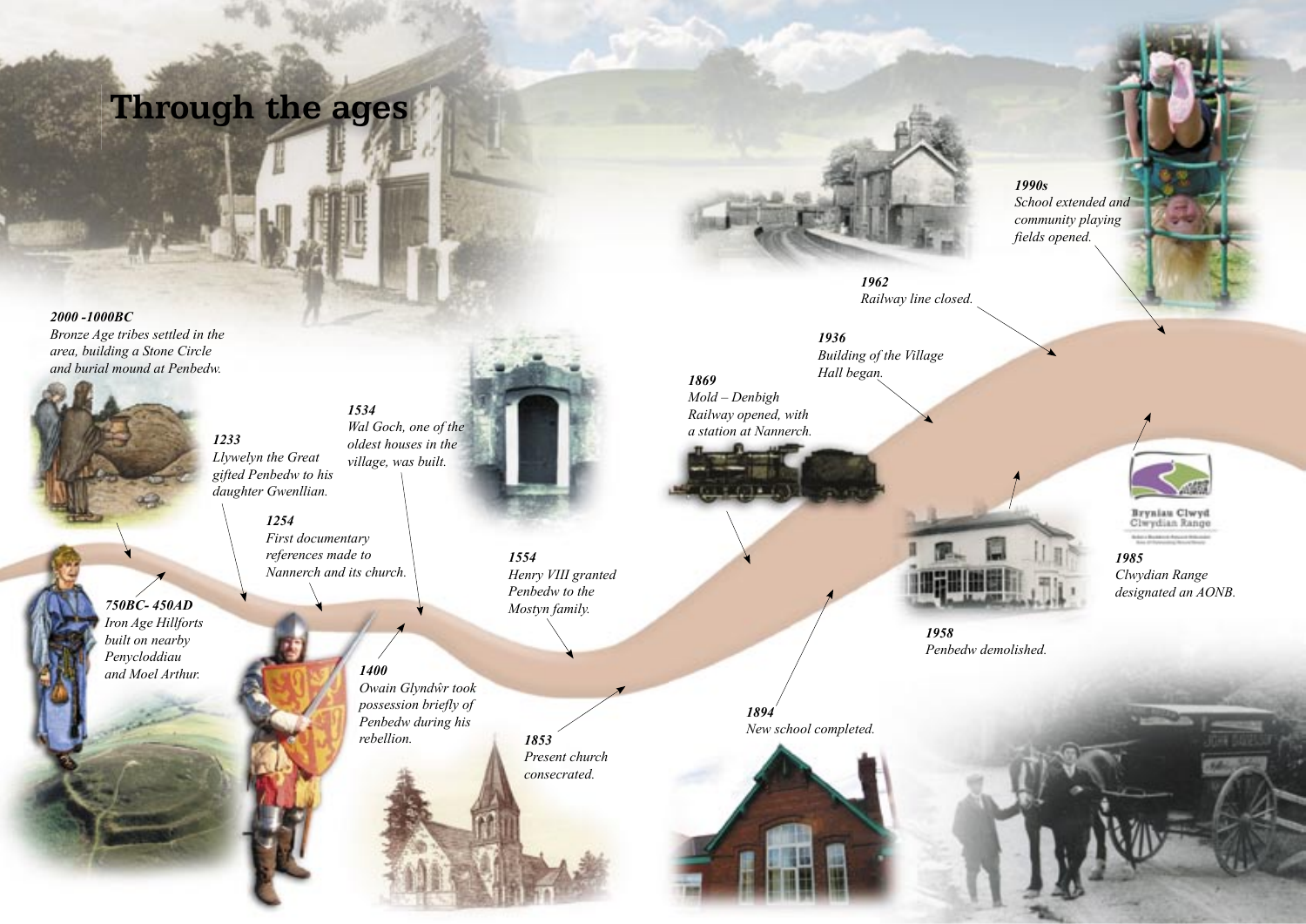# Through the ages

***2000 -1000BC***
*Bronze Age tribes settled in the area, building a Stone Circle and burial mound at Penbedw.*

***750BC- 450AD***
*Iron Age Hillforts built on nearby Penycloddiau and Moel Arthur.*

***1233***
*Llywelyn the Great gifted Penbedw to his daughter Gwenllian.*

***1254***
*First documentary references made to Nannerch and its church.*

***1400***
*Owain Glyndŵr took possession briefly of Penbedw during his rebellion.*

***1534***
*Wal Goch, one of the oldest houses in the village, was built.*

***1554***
*Henry VIII granted Penbedw to the Mostyn family.*

***1853***
*Present church consecrated.*

***1869***
*Mold – Denbigh Railway opened, with a station at Nannerch.*

***1894***
*New school completed.*

***1936***
*Building of the Village Hall began.*

***1958***
*Penbedw demolished.*

***1962***
*Railway line closed.*

***1985***
*Clwydian Range designated an AONB.*

***1990s***
*School extended and community playing fields opened.*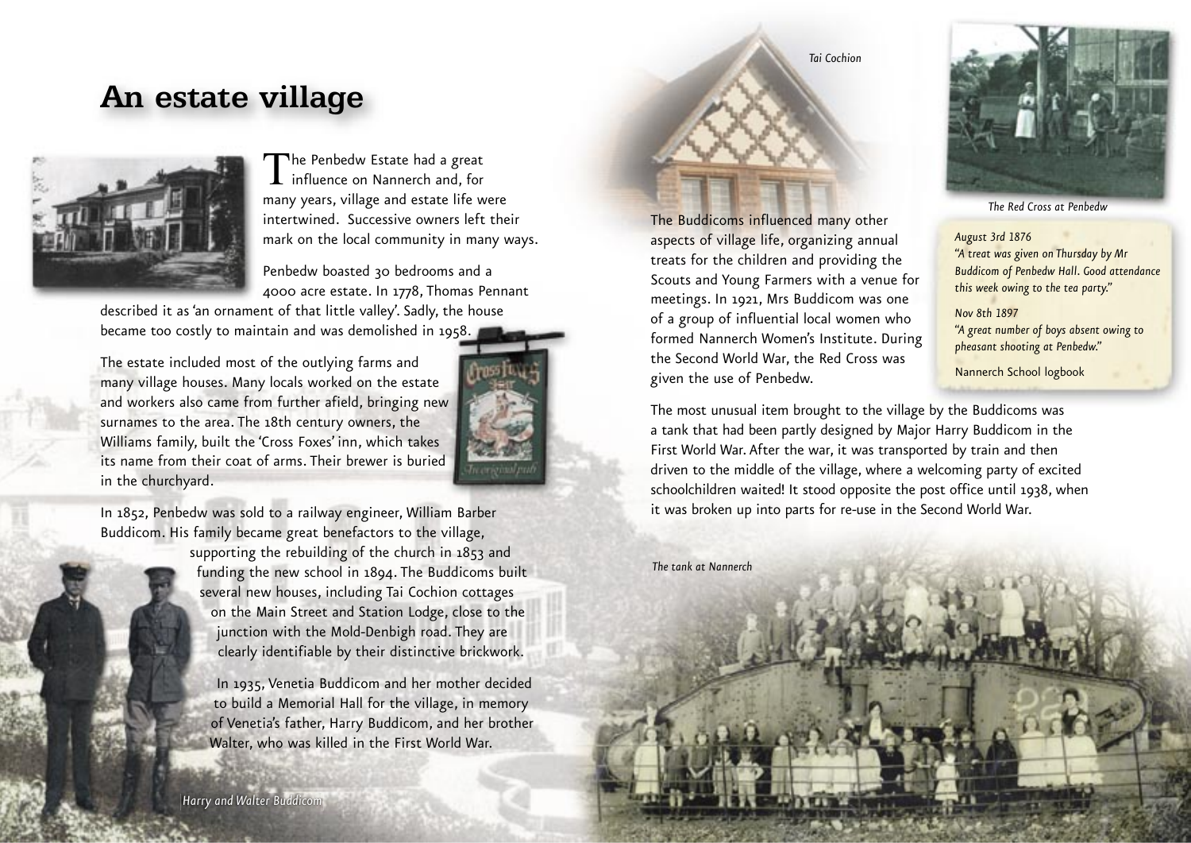# An estate village

The Penbedw Estate had a great influence on Nannerch and, for many years, village and estate life were intertwined. Successive owners left their mark on the local community in many ways.

Penbedw boasted 30 bedrooms and a 4000 acre estate. In 1778, Thomas Pennant described it as 'an ornament of that little valley'. Sadly, the house became too costly to maintain and was demolished in 1958.

The estate included most of the outlying farms and many village houses. Many locals worked on the estate and workers also came from further afield, bringing new surnames to the area. The 18th century owners, the Williams family, built the 'Cross Foxes' inn, which takes its name from their coat of arms. Their brewer is buried in the churchyard.

In 1852, Penbedw was sold to a railway engineer, William Barber Buddicom. His family became great benefactors to the village, supporting the rebuilding of the church in 1853 and funding the new school in 1894. The Buddicoms built several new houses, including Tai Cochion cottages on the Main Street and Station Lodge, close to the junction with the Mold-Denbigh road. They are clearly identifiable by their distinctive brickwork.

In 1935, Venetia Buddicom and her mother decided to build a Memorial Hall for the village, in memory of Venetia's father, Harry Buddicom, and her brother Walter, who was killed in the First World War.

*Harry and Walter Buddicom*

*Tai Cochion*

The Buddicoms influenced many other aspects of village life, organizing annual treats for the children and providing the Scouts and Young Farmers with a venue for meetings. In 1921, Mrs Buddicom was one of a group of influential local women who formed Nannerch Women's Institute. During the Second World War, the Red Cross was given the use of Penbedw.

*The Red Cross at Penbedw*

*August 3rd 1876*
*"A treat was given on Thursday by Mr Buddicom of Penbedw Hall. Good attendance this week owing to the tea party."*

*Nov 8th 1897*
*"A great number of boys absent owing to pheasant shooting at Penbedw."*

Nannerch School logbook

The most unusual item brought to the village by the Buddicoms was a tank that had been partly designed by Major Harry Buddicom in the First World War. After the war, it was transported by train and then driven to the middle of the village, where a welcoming party of excited schoolchildren waited! It stood opposite the post office until 1938, when it was broken up into parts for re-use in the Second World War.

*The tank at Nannerch*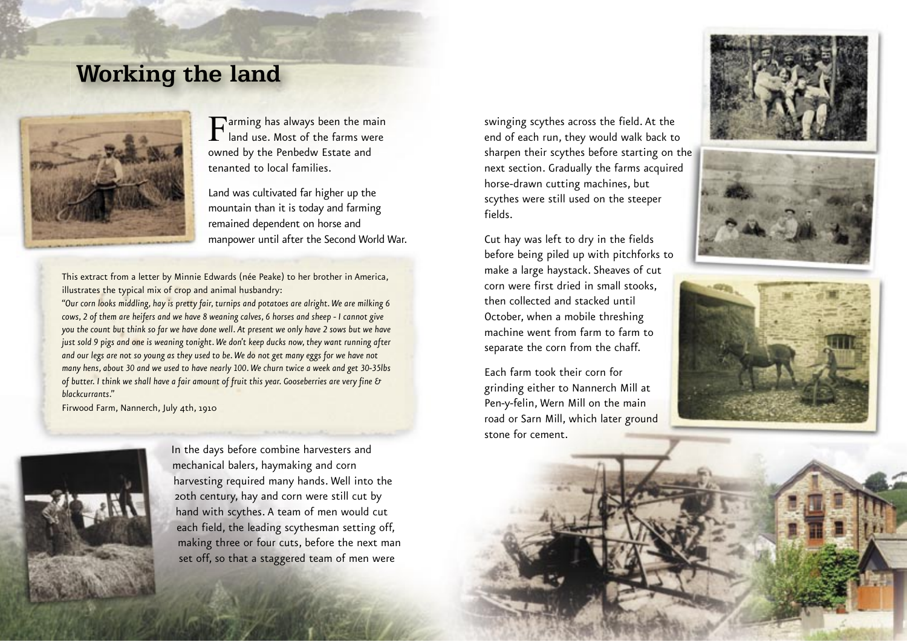# Working the land

Farming has always been the main land use. Most of the farms were owned by the Penbedw Estate and tenanted to local families.

Land was cultivated far higher up the mountain than it is today and farming remained dependent on horse and manpower until after the Second World War.

This extract from a letter by Minnie Edwards (née Peake) to her brother in America, illustrates the typical mix of crop and animal husbandry:

*"Our corn looks middling, hay is pretty fair, turnips and potatoes are alright. We are milking 6 cows, 2 of them are heifers and we have 8 weaning calves, 6 horses and sheep - I cannot give you the count but think so far we have done well. At present we only have 2 sows but we have just sold 9 pigs and one is weaning tonight. We don't keep ducks now, they want running after and our legs are not so young as they used to be. We do not get many eggs for we have not many hens, about 30 and we used to have nearly 100. We churn twice a week and get 30-35lbs of butter. I think we shall have a fair amount of fruit this year. Gooseberries are very fine & blackcurrants."*

Firwood Farm, Nannerch, July 4th, 1910

In the days before combine harvesters and mechanical balers, haymaking and corn harvesting required many hands. Well into the 20th century, hay and corn were still cut by hand with scythes. A team of men would cut each field, the leading scythesman setting off, making three or four cuts, before the next man set off, so that a staggered team of men were swinging scythes across the field. At the end of each run, they would walk back to sharpen their scythes before starting on the next section. Gradually the farms acquired horse-drawn cutting machines, but scythes were still used on the steeper fields.

Cut hay was left to dry in the fields before being piled up with pitchforks to make a large haystack. Sheaves of cut corn were first dried in small stooks, then collected and stacked until October, when a mobile threshing machine went from farm to farm to separate the corn from the chaff.

Each farm took their corn for grinding either to Nannerch Mill at Pen-y-felin, Wern Mill on the main road or Sarn Mill, which later ground stone for cement.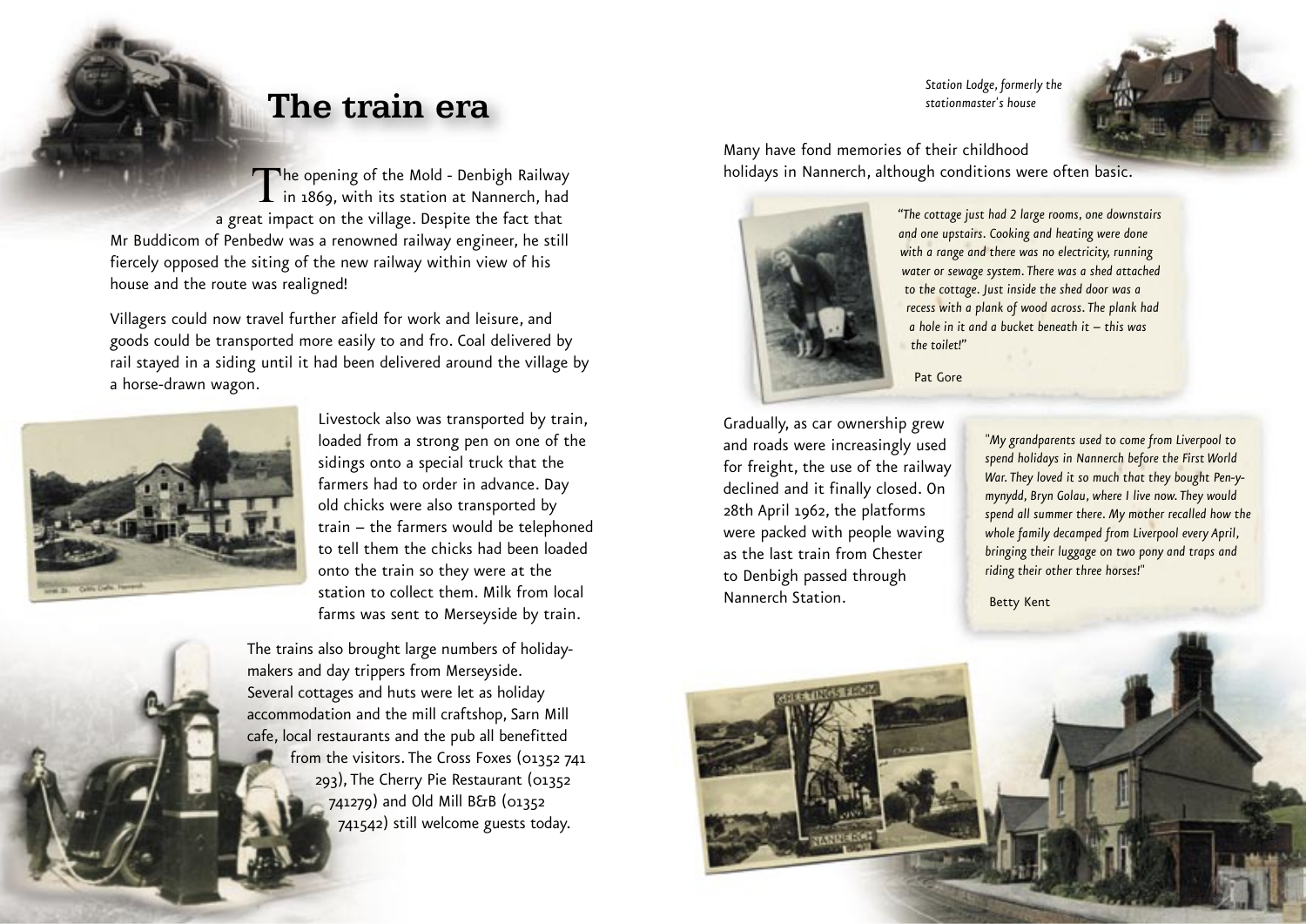# The train era

The opening of the Mold - Denbigh Railway in 1869, with its station at Nannerch, had a great impact on the village. Despite the fact that Mr Buddicom of Penbedw was a renowned railway engineer, he still fiercely opposed the siting of the new railway within view of his house and the route was realigned!

Villagers could now travel further afield for work and leisure, and goods could be transported more easily to and fro. Coal delivered by rail stayed in a siding until it had been delivered around the village by a horse-drawn wagon.

Livestock also was transported by train, loaded from a strong pen on one of the sidings onto a special truck that the farmers had to order in advance. Day old chicks were also transported by train – the farmers would be telephoned to tell them the chicks had been loaded onto the train so they were at the station to collect them. Milk from local farms was sent to Merseyside by train.

The trains also brought large numbers of holiday-makers and day trippers from Merseyside. Several cottages and huts were let as holiday accommodation and the mill craftshop, Sarn Mill cafe, local restaurants and the pub all benefitted from the visitors. The Cross Foxes (01352 741 293), The Cherry Pie Restaurant (01352 741279) and Old Mill B&B (01352 741542) still welcome guests today.

*Station Lodge, formerly the stationmaster's house*

Many have fond memories of their childhood holidays in Nannerch, although conditions were often basic.

*"The cottage just had 2 large rooms, one downstairs and one upstairs. Cooking and heating were done with a range and there was no electricity, running water or sewage system. There was a shed attached to the cottage. Just inside the shed door was a recess with a plank of wood across. The plank had a hole in it and a bucket beneath it – this was the toilet!"*

Pat Gore

Gradually, as car ownership grew and roads were increasingly used for freight, the use of the railway declined and it finally closed. On 28th April 1962, the platforms were packed with people waving as the last train from Chester to Denbigh passed through Nannerch Station.

*"My grandparents used to come from Liverpool to spend holidays in Nannerch before the First World War. They loved it so much that they bought Pen-y-mynydd, Bryn Golau, where I live now. They would spend all summer there. My mother recalled how the whole family decamped from Liverpool every April, bringing their luggage on two pony and traps and riding their other three horses!"*

Betty Kent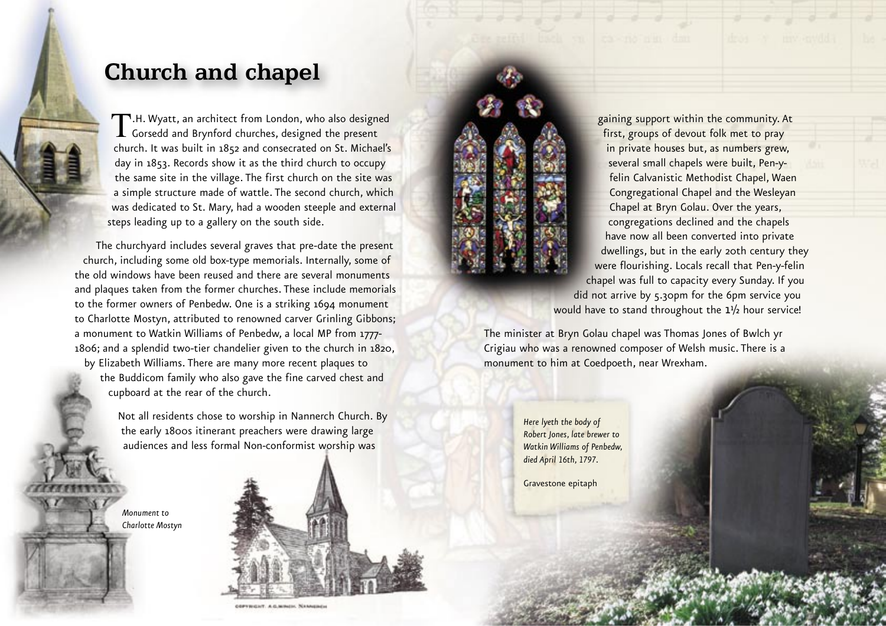# Church and chapel

T.H. Wyatt, an architect from London, who also designed Gorsedd and Brynford churches, designed the present church. It was built in 1852 and consecrated on St. Michael's day in 1853. Records show it as the third church to occupy the same site in the village. The first church on the site was a simple structure made of wattle. The second church, which was dedicated to St. Mary, had a wooden steeple and external steps leading up to a gallery on the south side.

The churchyard includes several graves that pre-date the present church, including some old box-type memorials. Internally, some of the old windows have been reused and there are several monuments and plaques taken from the former churches. These include memorials to the former owners of Penbedw. One is a striking 1694 monument to Charlotte Mostyn, attributed to renowned carver Grinling Gibbons; a monument to Watkin Williams of Penbedw, a local MP from 1777-1806; and a splendid two-tier chandelier given to the church in 1820, by Elizabeth Williams. There are many more recent plaques to the Buddicom family who also gave the fine carved chest and cupboard at the rear of the church.

Not all residents chose to worship in Nannerch Church. By the early 1800s itinerant preachers were drawing large audiences and less formal Non-conformist worship was gaining support within the community. At first, groups of devout folk met to pray in private houses but, as numbers grew, several small chapels were built, Pen-y-felin Calvanistic Methodist Chapel, Waen Congregational Chapel and the Wesleyan Chapel at Bryn Golau. Over the years, congregations declined and the chapels have now all been converted into private dwellings, but in the early 20th century they were flourishing. Locals recall that Pen-y-felin chapel was full to capacity every Sunday. If you did not arrive by 5.30pm for the 6pm service you would have to stand throughout the 1½ hour service!

The minister at Bryn Golau chapel was Thomas Jones of Bwlch yr Crigiau who was a renowned composer of Welsh music. There is a monument to him at Coedpoeth, near Wrexham.

*Monument to Charlotte Mostyn*

*Here lyeth the body of Robert Jones, late brewer to Watkin Williams of Penbedw, died April 16th, 1797.*

Gravestone epitaph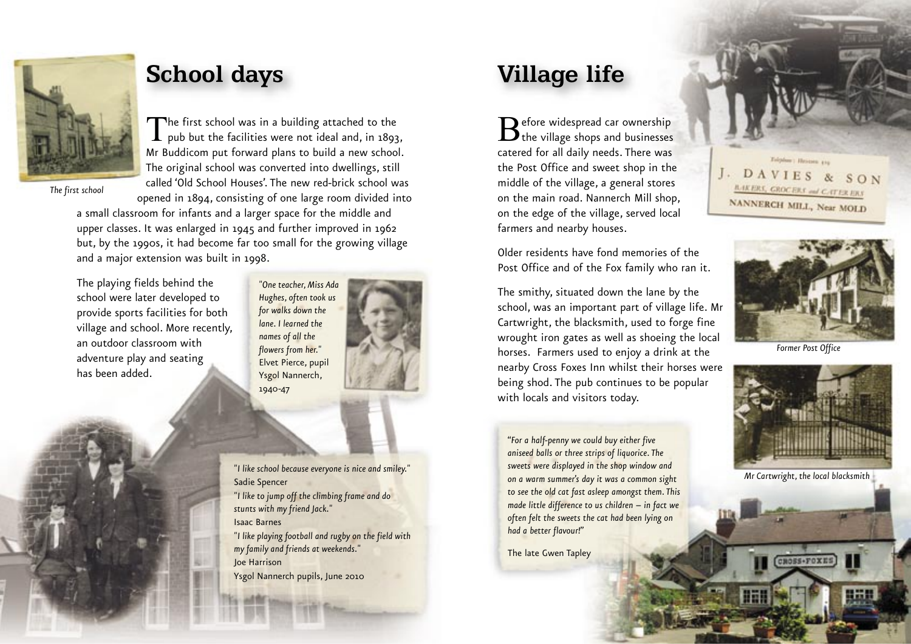## School days

The first school was in a building attached to the pub but the facilities were not ideal and, in 1893, Mr Buddicom put forward plans to build a new school. The original school was converted into dwellings, still called 'Old School Houses'. The new red-brick school was opened in 1894, consisting of one large room divided into a small classroom for infants and a larger space for the middle and upper classes. It was enlarged in 1945 and further improved in 1962 but, by the 1990s, it had become far too small for the growing village and a major extension was built in 1998.

*The first school*

The playing fields behind the school were later developed to provide sports facilities for both village and school. More recently, an outdoor classroom with adventure play and seating has been added.

*"One teacher, Miss Ada Hughes, often took us for walks down the lane. I learned the names of all the flowers from her."*
Elvet Pierce, pupil Ysgol Nannerch, 1940-47

*"I like school because everyone is nice and smiley."*
Sadie Spencer
*"I like to jump off the climbing frame and do stunts with my friend Jack."*
Isaac Barnes
*"I like playing football and rugby on the field with my family and friends at weekends."*
Joe Harrison
Ysgol Nannerch pupils, June 2010

## Village life

Before widespread car ownership the village shops and businesses catered for all daily needs. There was the Post Office and sweet shop in the middle of the village, a general stores on the main road. Nannerch Mill shop, on the edge of the village, served local farmers and nearby houses.

J. DAVIES & SON
BAKERS, GROCERS and CATERERS
NANNERCH MILL, Near MOLD

Older residents have fond memories of the Post Office and of the Fox family who ran it.

*Former Post Office*

The smithy, situated down the lane by the school, was an important part of village life. Mr Cartwright, the blacksmith, used to forge fine wrought iron gates as well as shoeing the local horses. Farmers used to enjoy a drink at the nearby Cross Foxes Inn whilst their horses were being shod. The pub continues to be popular with locals and visitors today.

*Mr Cartwright, the local blacksmith*

*"For a half-penny we could buy either five aniseed balls or three strips of liquorice. The sweets were displayed in the shop window and on a warm summer's day it was a common sight to see the old cat fast asleep amongst them. This made little difference to us children – in fact we often felt the sweets the cat had been lying on had a better flavour!"*

The late Gwen Tapley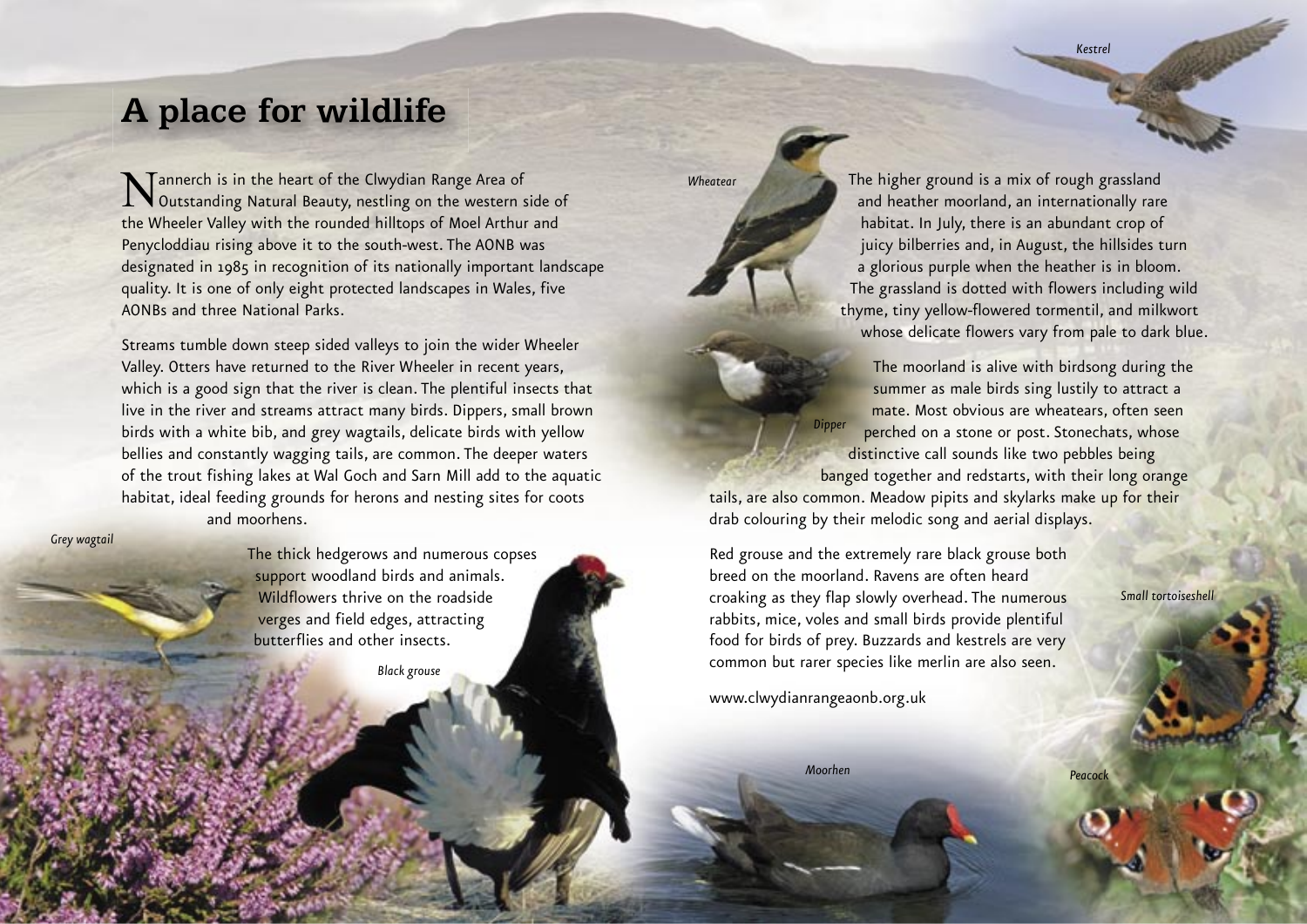# A place for wildlife

Nannerch is in the heart of the Clwydian Range Area of Outstanding Natural Beauty, nestling on the western side of the Wheeler Valley with the rounded hilltops of Moel Arthur and Penycloddiau rising above it to the south-west. The AONB was designated in 1985 in recognition of its nationally important landscape quality. It is one of only eight protected landscapes in Wales, five AONBs and three National Parks.

Streams tumble down steep sided valleys to join the wider Wheeler Valley. Otters have returned to the River Wheeler in recent years, which is a good sign that the river is clean. The plentiful insects that live in the river and streams attract many birds. Dippers, small brown birds with a white bib, and grey wagtails, delicate birds with yellow bellies and constantly wagging tails, are common. The deeper waters of the trout fishing lakes at Wal Goch and Sarn Mill add to the aquatic habitat, ideal feeding grounds for herons and nesting sites for coots and moorhens.

*Grey wagtail*

The thick hedgerows and numerous copses support woodland birds and animals. Wildflowers thrive on the roadside verges and field edges, attracting butterflies and other insects.

*Black grouse*

*Wheatear*

The higher ground is a mix of rough grassland and heather moorland, an internationally rare habitat. In July, there is an abundant crop of juicy bilberries and, in August, the hillsides turn a glorious purple when the heather is in bloom. The grassland is dotted with flowers including wild thyme, tiny yellow-flowered tormentil, and milkwort whose delicate flowers vary from pale to dark blue.

*Dipper*

The moorland is alive with birdsong during the summer as male birds sing lustily to attract a mate. Most obvious are wheatears, often seen perched on a stone or post. Stonechats, whose distinctive call sounds like two pebbles being banged together and redstarts, with their long orange tails, are also common. Meadow pipits and skylarks make up for their drab colouring by their melodic song and aerial displays.

Red grouse and the extremely rare black grouse both breed on the moorland. Ravens are often heard croaking as they flap slowly overhead. The numerous rabbits, mice, voles and small birds provide plentiful food for birds of prey. Buzzards and kestrels are very common but rarer species like merlin are also seen.

www.clwydianrangeaonb.org.uk

*Kestrel*

*Small tortoiseshell*

*Moorhen*

*Peacock*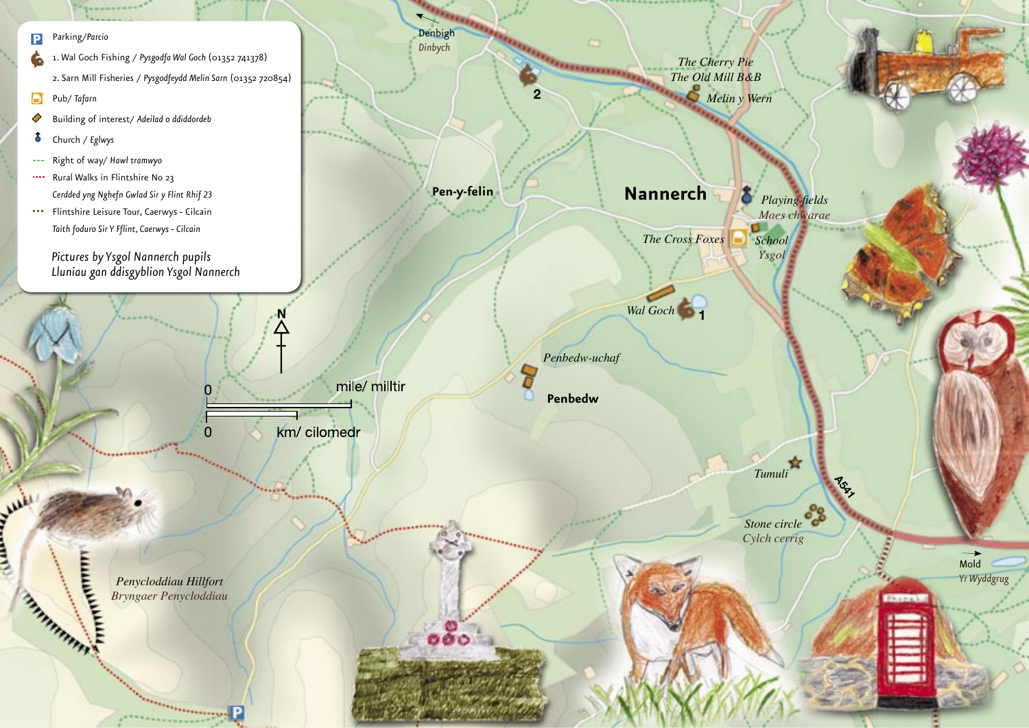Parking/*Parcio*

1. Wal Goch Fishing / *Pysgodfa Wal Goch* (01352 741378)

2. Sarn Mill Fisheries / *Pysgodfeydd Melin Sarn* (01352 720854)

Pub/ *Tafarn*

Building of interest/ *Adeilad o ddiddordeb*

Church / *Eglwys*

Right of way/ *Hawl tramwyo*

Rural Walks in Flintshire No 23
*Cerdded yng Nghefn Gwlad Sir y Flint Rhif 23*

Flintshire Leisure Tour, Caerwys - Cilcain
*Taith foduro Sir Y Fflint, Caerwys - Cilcain*

*Pictures by Ysgol Nannerch pupils*
*Lluniau gan ddisgyblion Ysgol Nannerch*

N

0 mile/ milltir

0 km/ cilomedr

Denbigh
*Dinbych*

2

*The Cherry Pie*
*The Old Mill B&B*
*Melin y Wern*

**Pen-y-felin**

**Nannerch**

*Playing fields*
*Maes chwarae*

*The Cross Foxes*

*School*
*Ysgol*

*Wal Goch* 1

*Penbedw-uchaf*

**Penbedw**

*Tumuli*

A541

*Stone circle*
*Cylch cerrig*

Mold
*Yr Wyddgrug*

*Penycloddiau Hillfort*
*Bryngaer Penycloddiau*